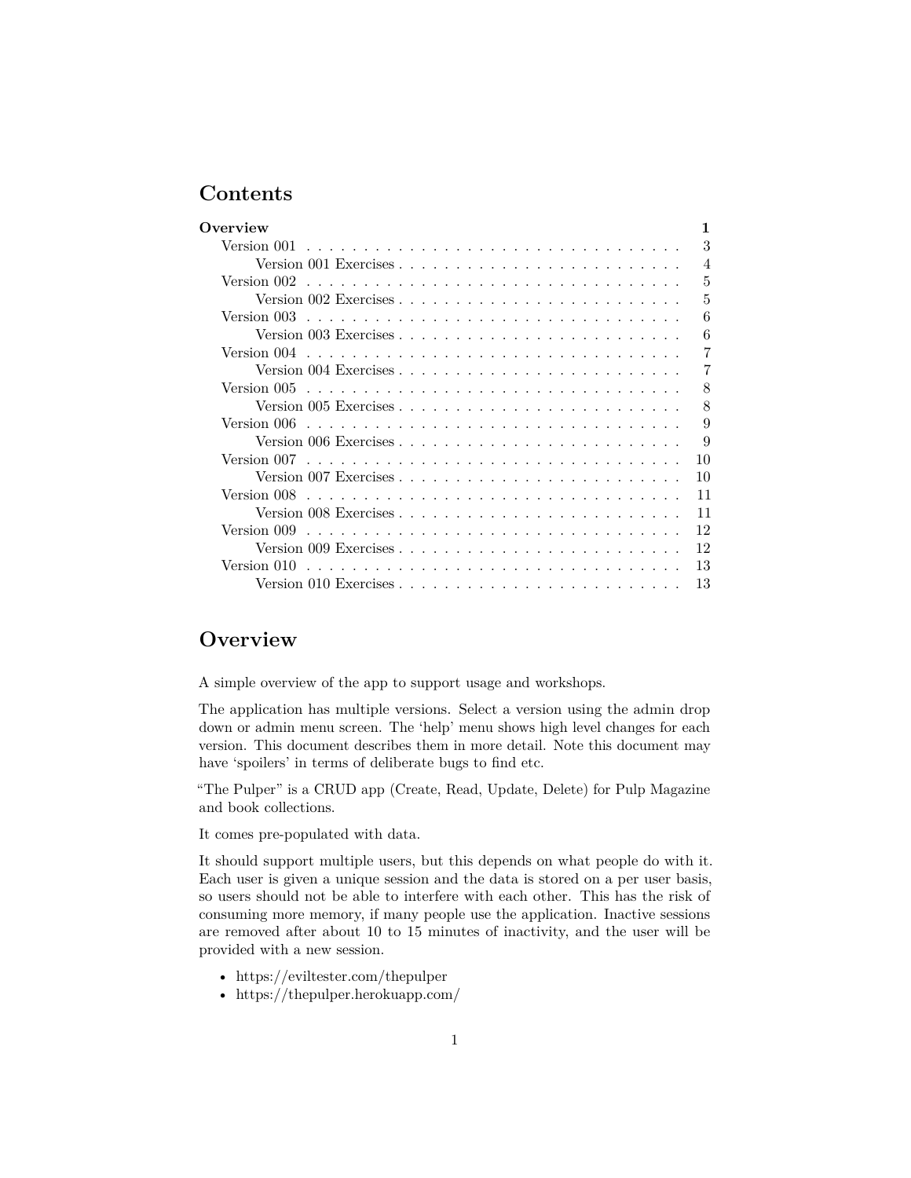# Contents

- **Overview** — 1
  - Version 001 — 3
    - Version 001 Exercises — 4
  - Version 002 — 5
    - Version 002 Exercises — 5
  - Version 003 — 6
    - Version 003 Exercises — 6
  - Version 004 — 7
    - Version 004 Exercises — 7
  - Version 005 — 8
    - Version 005 Exercises — 8
  - Version 006 — 9
    - Version 006 Exercises — 9
  - Version 007 — 10
    - Version 007 Exercises — 10
  - Version 008 — 11
    - Version 008 Exercises — 11
  - Version 009 — 12
    - Version 009 Exercises — 12
  - Version 010 — 13
    - Version 010 Exercises — 13

# Overview

A simple overview of the app to support usage and workshops.

The application has multiple versions. Select a version using the admin drop down or admin menu screen. The 'help' menu shows high level changes for each version. This document describes them in more detail. Note this document may have 'spoilers' in terms of deliberate bugs to find etc.

"The Pulper" is a CRUD app (Create, Read, Update, Delete) for Pulp Magazine and book collections.

It comes pre-populated with data.

It should support multiple users, but this depends on what people do with it. Each user is given a unique session and the data is stored on a per user basis, so users should not be able to interfere with each other. This has the risk of consuming more memory, if many people use the application. Inactive sessions are removed after about 10 to 15 minutes of inactivity, and the user will be provided with a new session.

- https://eviltester.com/thepulper
- https://thepulper.herokuapp.com/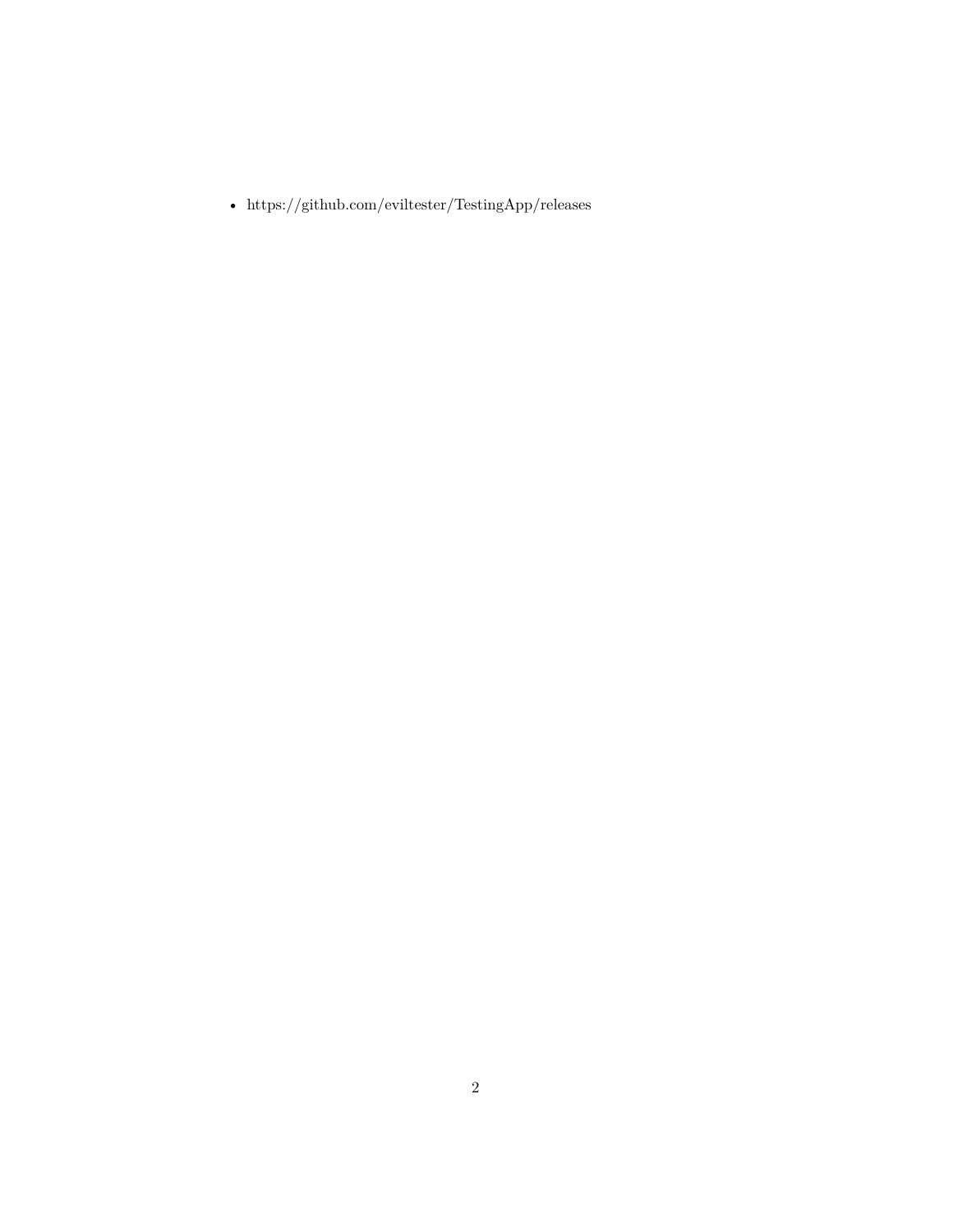- https://github.com/eviltester/TestingApp/releases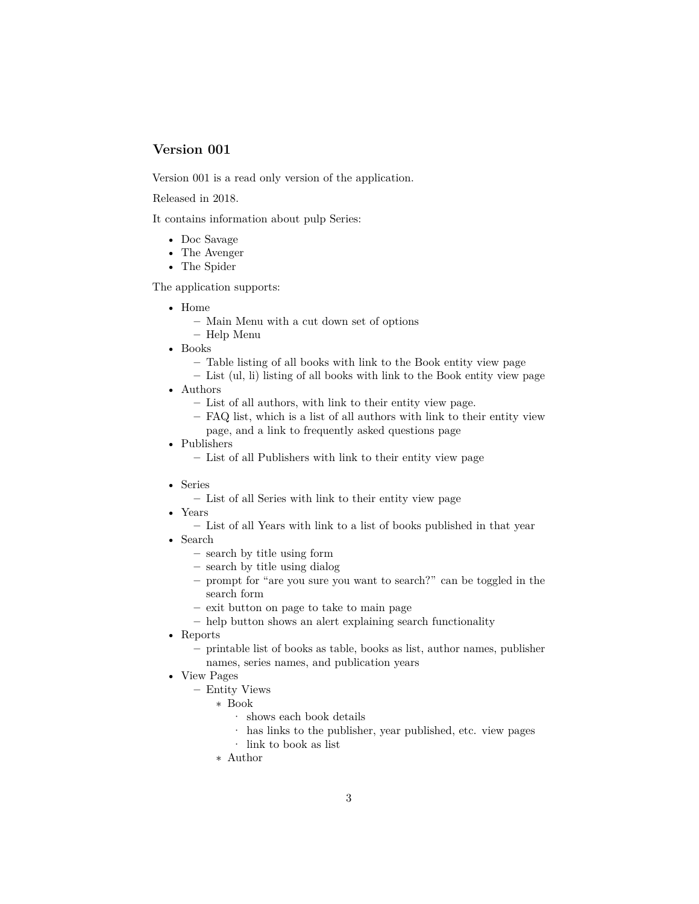## Version 001

Version 001 is a read only version of the application.

Released in 2018.

It contains information about pulp Series:

- Doc Savage
- The Avenger
- The Spider

The application supports:

- Home
  - Main Menu with a cut down set of options
  - Help Menu
- Books
  - Table listing of all books with link to the Book entity view page
  - List (ul, li) listing of all books with link to the Book entity view page
- Authors
  - List of all authors, with link to their entity view page.
  - FAQ list, which is a list of all authors with link to their entity view page, and a link to frequently asked questions page
- Publishers
  - List of all Publishers with link to their entity view page
- Series
  - List of all Series with link to their entity view page
- Years
  - List of all Years with link to a list of books published in that year
- Search
  - search by title using form
  - search by title using dialog
  - prompt for "are you sure you want to search?" can be toggled in the search form
  - exit button on page to take to main page
  - help button shows an alert explaining search functionality
- Reports
  - printable list of books as table, books as list, author names, publisher names, series names, and publication years
- View Pages
  - Entity Views
    - Book
      - shows each book details
      - has links to the publisher, year published, etc. view pages
      - link to book as list
    - Author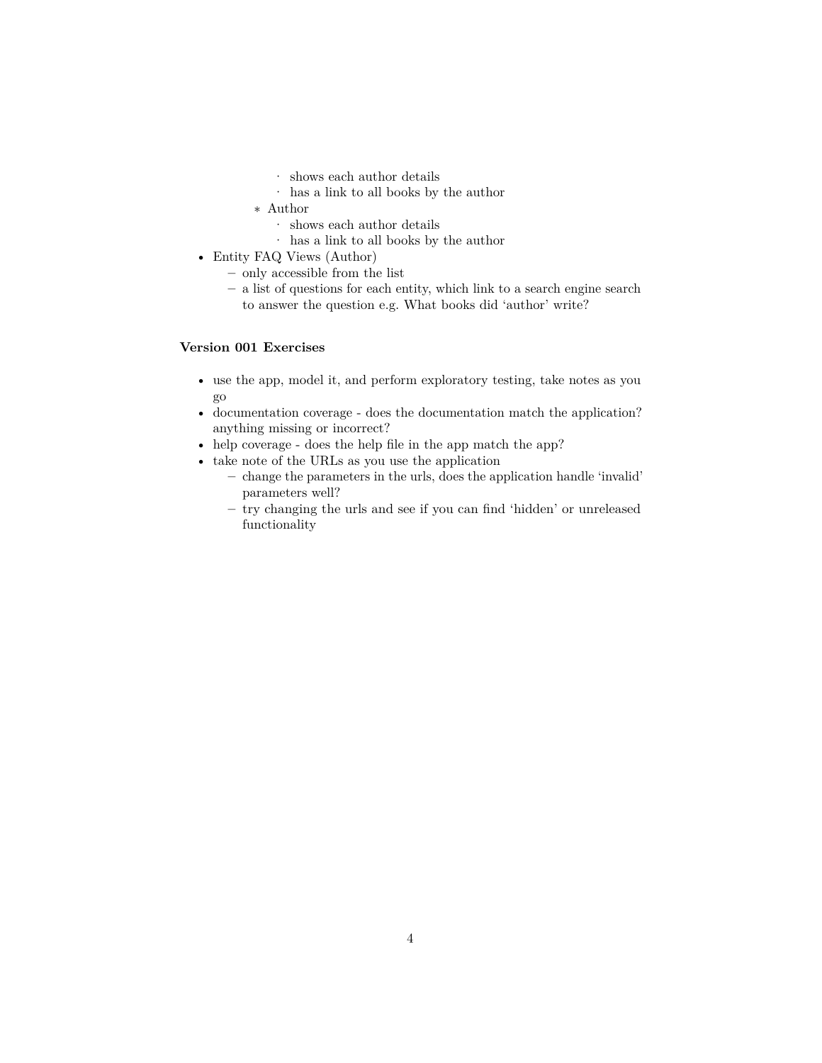- shows each author details
            - has a link to all books by the author
        - Author
            - shows each author details
            - has a link to all books by the author
- Entity FAQ Views (Author)
    - only accessible from the list
    - a list of questions for each entity, which link to a search engine search to answer the question e.g. What books did 'author' write?

**Version 001 Exercises**

- use the app, model it, and perform exploratory testing, take notes as you go
- documentation coverage - does the documentation match the application? anything missing or incorrect?
- help coverage - does the help file in the app match the app?
- take note of the URLs as you use the application
    - change the parameters in the urls, does the application handle 'invalid' parameters well?
    - try changing the urls and see if you can find 'hidden' or unreleased functionality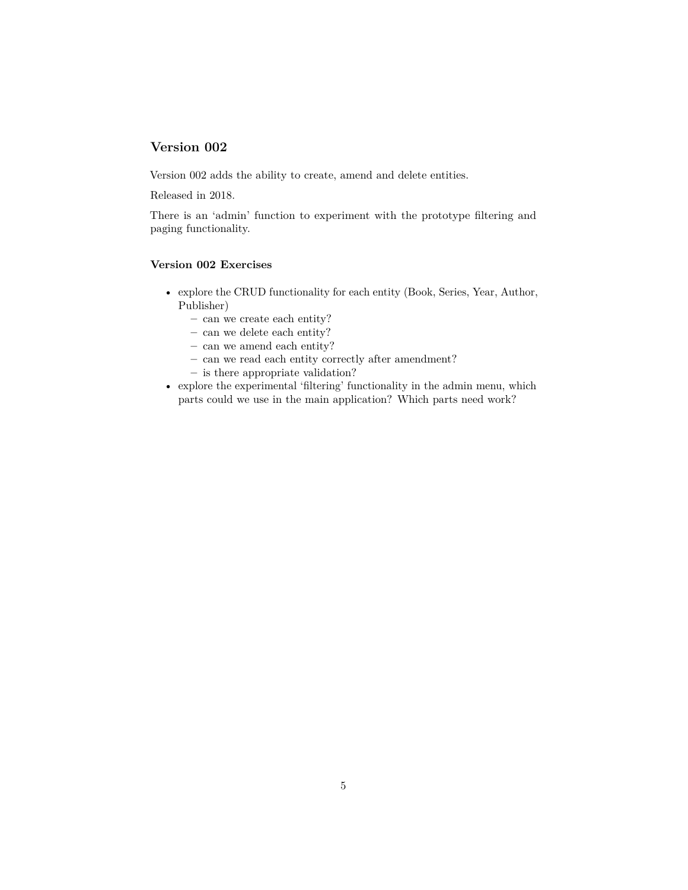## Version 002

Version 002 adds the ability to create, amend and delete entities.

Released in 2018.

There is an 'admin' function to experiment with the prototype filtering and paging functionality.

### Version 002 Exercises

- explore the CRUD functionality for each entity (Book, Series, Year, Author, Publisher)
  - can we create each entity?
  - can we delete each entity?
  - can we amend each entity?
  - can we read each entity correctly after amendment?
  - is there appropriate validation?
- explore the experimental 'filtering' functionality in the admin menu, which parts could we use in the main application? Which parts need work?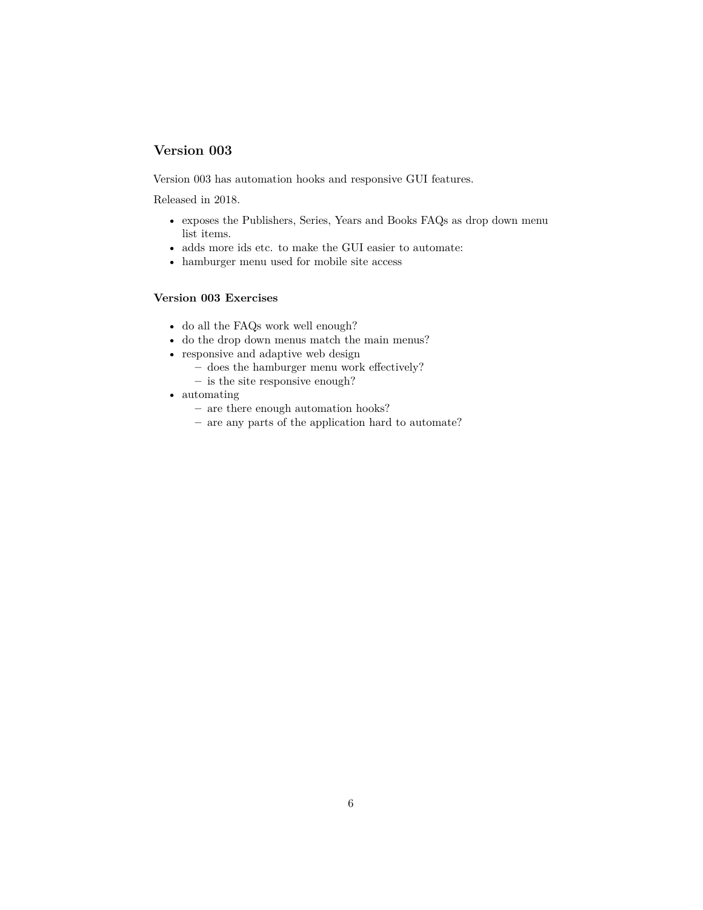## Version 003

Version 003 has automation hooks and responsive GUI features.

Released in 2018.

- exposes the Publishers, Series, Years and Books FAQs as drop down menu list items.
- adds more ids etc. to make the GUI easier to automate:
- hamburger menu used for mobile site access

### Version 003 Exercises

- do all the FAQs work well enough?
- do the drop down menus match the main menus?
- responsive and adaptive web design
  - does the hamburger menu work effectively?
  - is the site responsive enough?
- automating
  - are there enough automation hooks?
  - are any parts of the application hard to automate?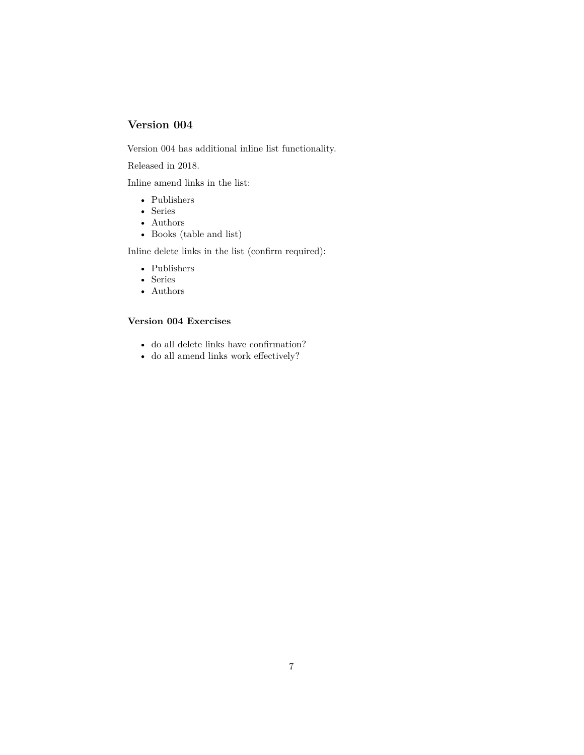## Version 004

Version 004 has additional inline list functionality.

Released in 2018.

Inline amend links in the list:

- Publishers
- Series
- Authors
- Books (table and list)

Inline delete links in the list (confirm required):

- Publishers
- Series
- Authors

### Version 004 Exercises

- do all delete links have confirmation?
- do all amend links work effectively?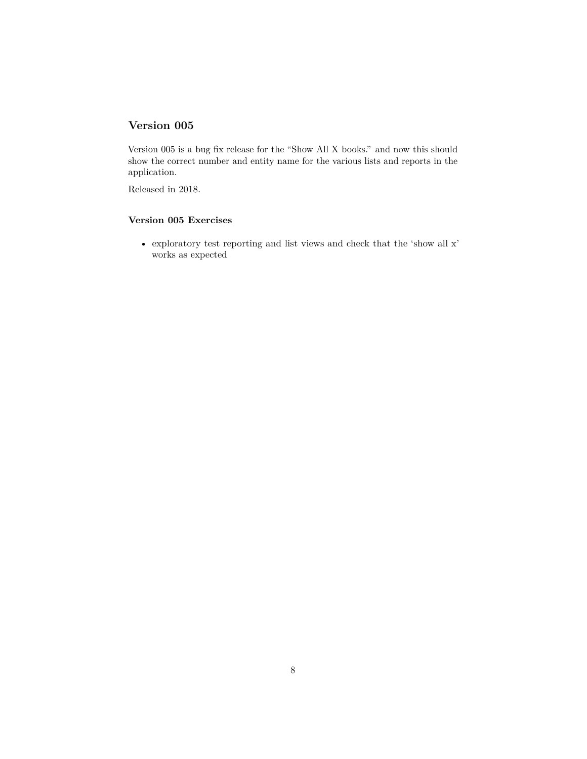## Version 005

Version 005 is a bug fix release for the “Show All X books.” and now this should show the correct number and entity name for the various lists and reports in the application.

Released in 2018.

### Version 005 Exercises

- exploratory test reporting and list views and check that the ‘show all x’ works as expected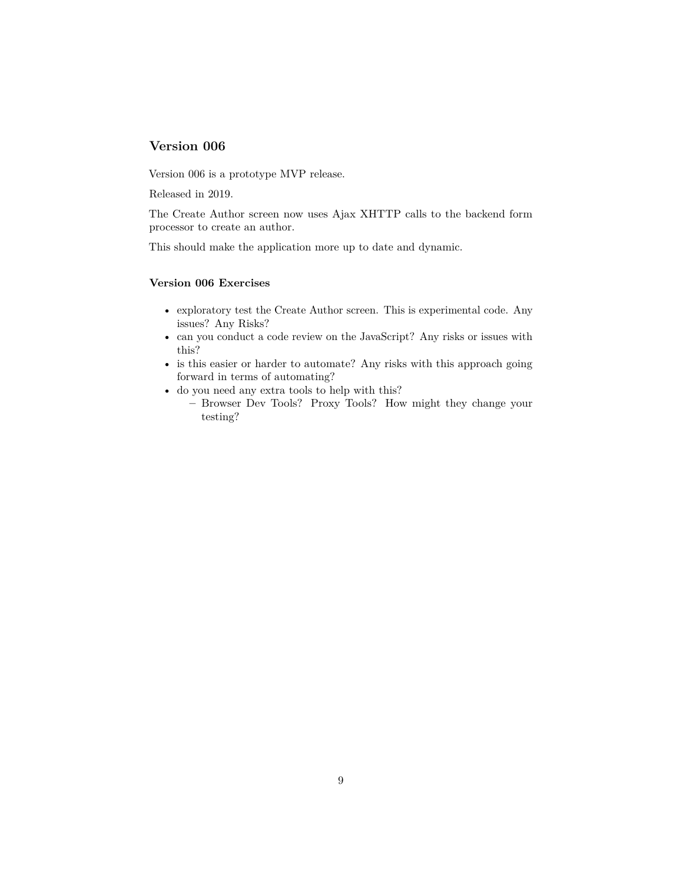## Version 006

Version 006 is a prototype MVP release.

Released in 2019.

The Create Author screen now uses Ajax XHTTP calls to the backend form processor to create an author.

This should make the application more up to date and dynamic.

### Version 006 Exercises

- exploratory test the Create Author screen. This is experimental code. Any issues? Any Risks?
- can you conduct a code review on the JavaScript? Any risks or issues with this?
- is this easier or harder to automate? Any risks with this approach going forward in terms of automating?
- do you need any extra tools to help with this?
  - Browser Dev Tools? Proxy Tools? How might they change your testing?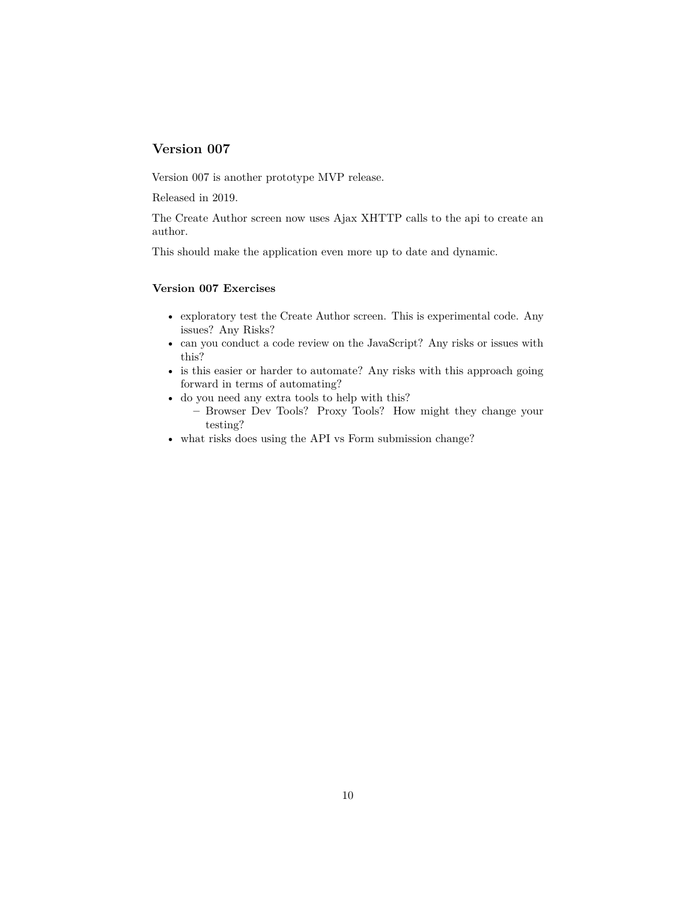## Version 007

Version 007 is another prototype MVP release.

Released in 2019.

The Create Author screen now uses Ajax XHTTP calls to the api to create an author.

This should make the application even more up to date and dynamic.

### Version 007 Exercises

- exploratory test the Create Author screen. This is experimental code. Any issues? Any Risks?
- can you conduct a code review on the JavaScript? Any risks or issues with this?
- is this easier or harder to automate? Any risks with this approach going forward in terms of automating?
- do you need any extra tools to help with this?
  - Browser Dev Tools? Proxy Tools? How might they change your testing?
- what risks does using the API vs Form submission change?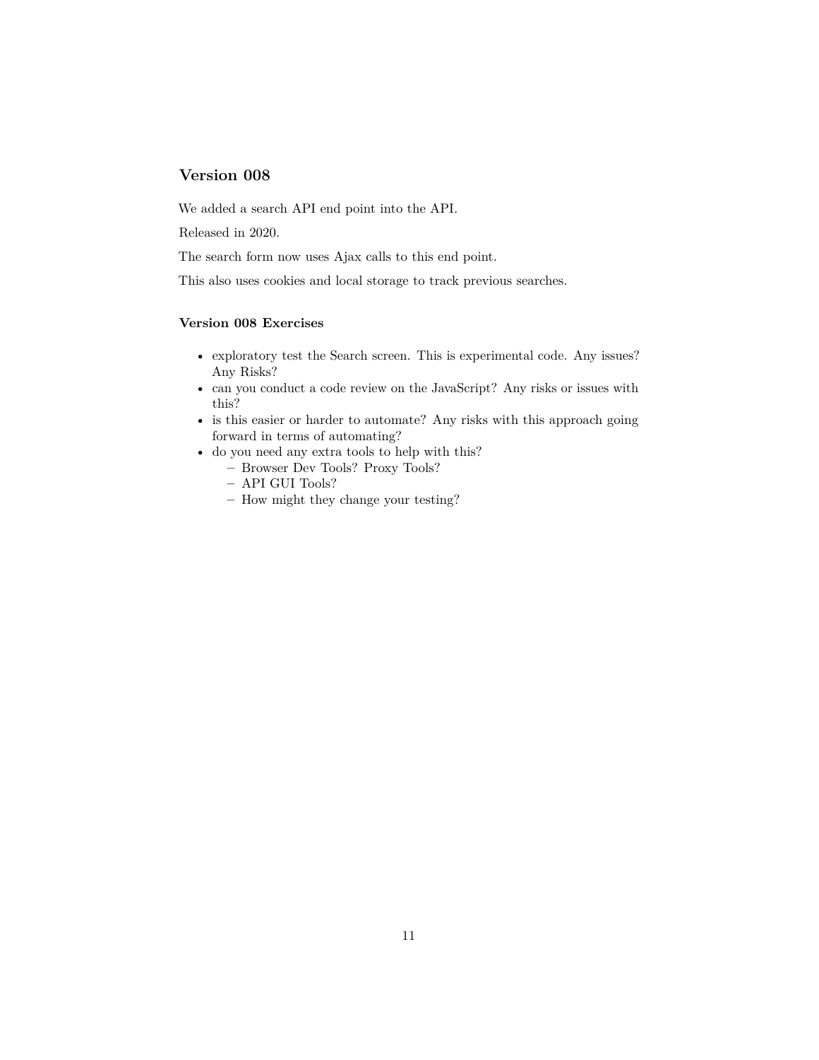## Version 008

We added a search API end point into the API.

Released in 2020.

The search form now uses Ajax calls to this end point.

This also uses cookies and local storage to track previous searches.

### Version 008 Exercises

- exploratory test the Search screen. This is experimental code. Any issues? Any Risks?
- can you conduct a code review on the JavaScript? Any risks or issues with this?
- is this easier or harder to automate? Any risks with this approach going forward in terms of automating?
- do you need any extra tools to help with this?
  - Browser Dev Tools? Proxy Tools?
  - API GUI Tools?
  - How might they change your testing?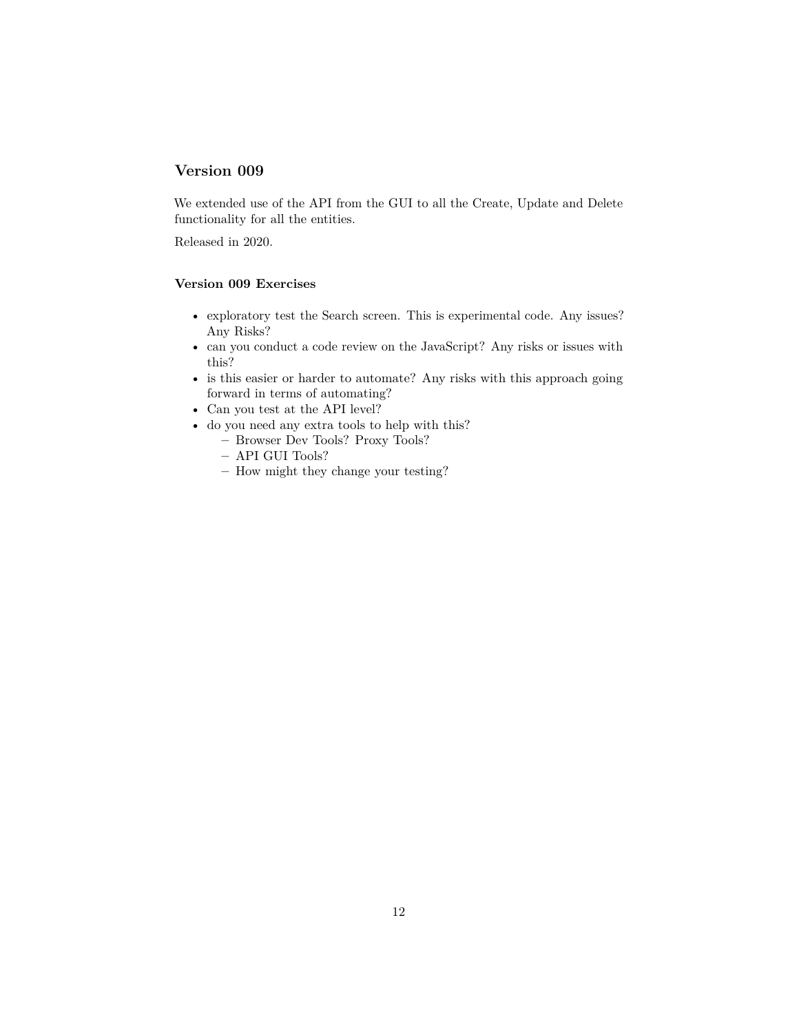## Version 009

We extended use of the API from the GUI to all the Create, Update and Delete functionality for all the entities.

Released in 2020.

### Version 009 Exercises

- exploratory test the Search screen. This is experimental code. Any issues? Any Risks?
- can you conduct a code review on the JavaScript? Any risks or issues with this?
- is this easier or harder to automate? Any risks with this approach going forward in terms of automating?
- Can you test at the API level?
- do you need any extra tools to help with this?
  - Browser Dev Tools? Proxy Tools?
  - API GUI Tools?
  - How might they change your testing?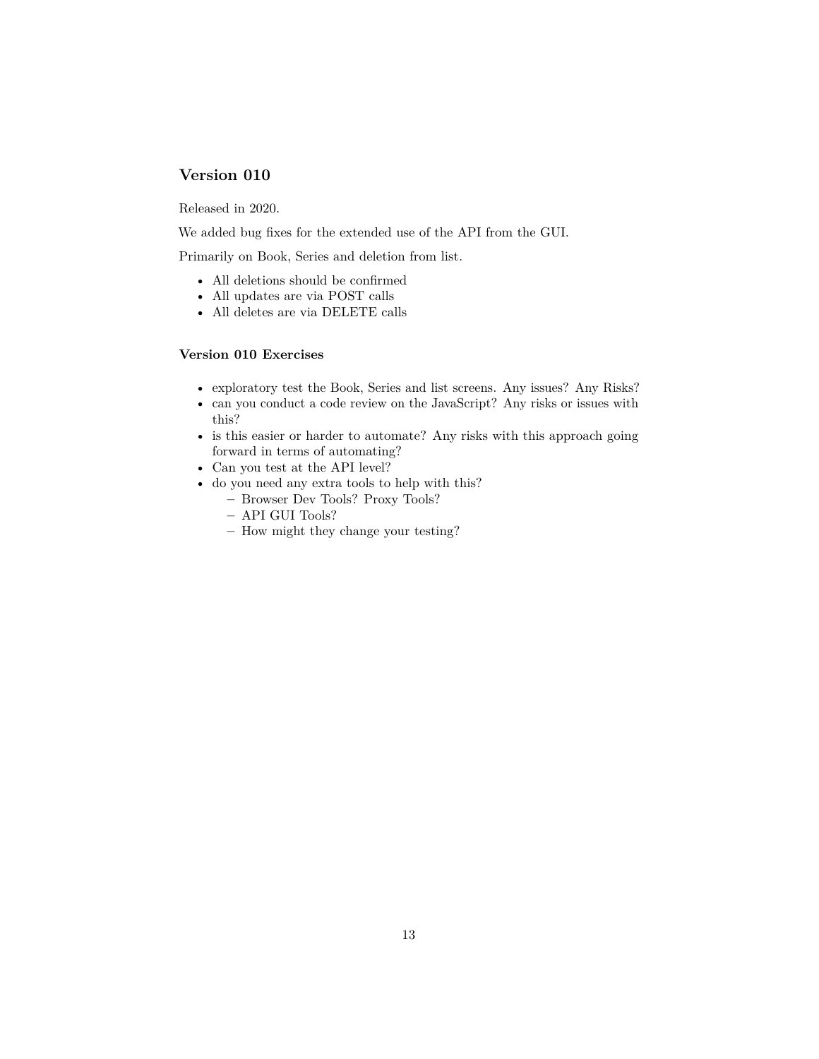## Version 010

Released in 2020.

We added bug fixes for the extended use of the API from the GUI.

Primarily on Book, Series and deletion from list.

- All deletions should be confirmed
- All updates are via POST calls
- All deletes are via DELETE calls

### Version 010 Exercises

- exploratory test the Book, Series and list screens. Any issues? Any Risks?
- can you conduct a code review on the JavaScript? Any risks or issues with this?
- is this easier or harder to automate? Any risks with this approach going forward in terms of automating?
- Can you test at the API level?
- do you need any extra tools to help with this?
  - Browser Dev Tools? Proxy Tools?
  - API GUI Tools?
  - How might they change your testing?